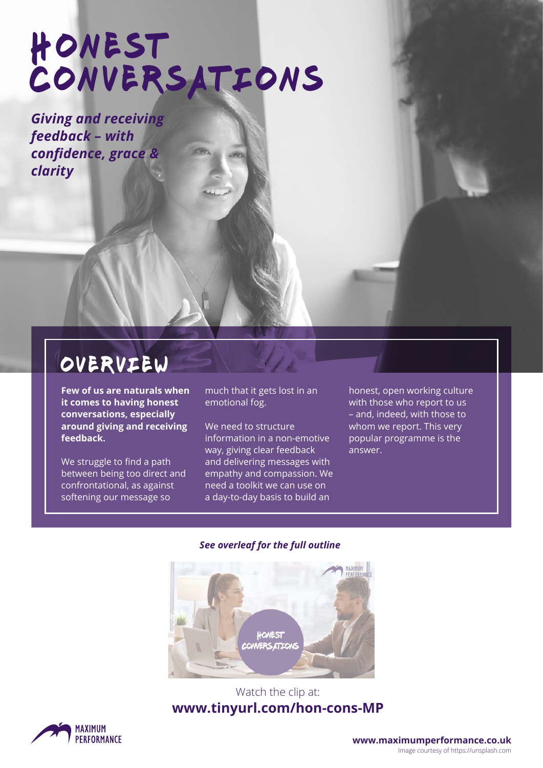# HONEST CONVERSATIONS

***Giving and receiving feedback – with confidence, grace & clarity***

## OVERVIEW

**Few of us are naturals when it comes to having honest conversations, especially around giving and receiving feedback.**

We struggle to find a path between being too direct and confrontational, as against softening our message so much that it gets lost in an emotional fog.

We need to structure information in a non-emotive way, giving clear feedback and delivering messages with empathy and compassion. We need a toolkit we can use on a day-to-day basis to build an honest, open working culture with those who report to us – and, indeed, with those to whom we report. This very popular programme is the answer.

***See overleaf for the full outline***

Watch the clip at:
**www.tinyurl.com/hon-cons-MP**

MAXIMUM PERFORMANCE

**www.maximumperformance.co.uk**

Image courtesy of https://unsplash.com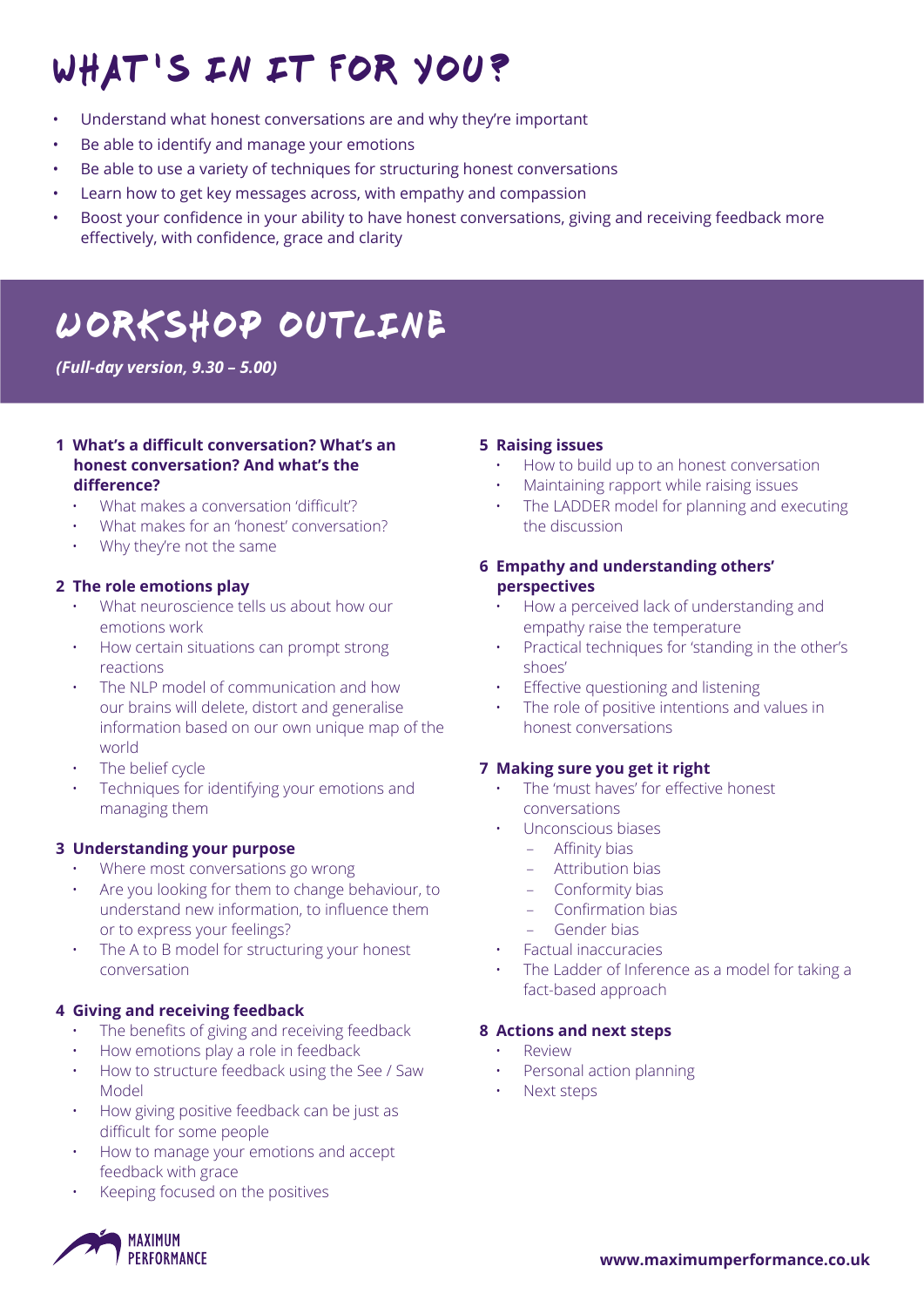# WHAT'S IN IT FOR YOU?

- Understand what honest conversations are and why they're important
- Be able to identify and manage your emotions
- Be able to use a variety of techniques for structuring honest conversations
- Learn how to get key messages across, with empathy and compassion
- Boost your confidence in your ability to have honest conversations, giving and receiving feedback more effectively, with confidence, grace and clarity

# WORKSHOP OUTLINE

***(Full-day version, 9.30 – 5.00)***

**1 What's a difficult conversation? What's an honest conversation? And what's the difference?**

- What makes a conversation 'difficult'?
- What makes for an 'honest' conversation?
- Why they're not the same

**2 The role emotions play**

- What neuroscience tells us about how our emotions work
- How certain situations can prompt strong reactions
- The NLP model of communication and how our brains will delete, distort and generalise information based on our own unique map of the world
- The belief cycle
- Techniques for identifying your emotions and managing them

**3 Understanding your purpose**

- Where most conversations go wrong
- Are you looking for them to change behaviour, to understand new information, to influence them or to express your feelings?
- The A to B model for structuring your honest conversation

**4 Giving and receiving feedback**

- The benefits of giving and receiving feedback
- How emotions play a role in feedback
- How to structure feedback using the See / Saw Model
- How giving positive feedback can be just as difficult for some people
- How to manage your emotions and accept feedback with grace
- Keeping focused on the positives

**5 Raising issues**

- How to build up to an honest conversation
- Maintaining rapport while raising issues
- The LADDER model for planning and executing the discussion

**6 Empathy and understanding others' perspectives**

- How a perceived lack of understanding and empathy raise the temperature
- Practical techniques for 'standing in the other's shoes'
- Effective questioning and listening
- The role of positive intentions and values in honest conversations

**7 Making sure you get it right**

- The 'must haves' for effective honest conversations
- Unconscious biases
  - Affinity bias
  - Attribution bias
  - Conformity bias
  - Confirmation bias
  - Gender bias
- Factual inaccuracies
- The Ladder of Inference as a model for taking a fact-based approach

**8 Actions and next steps**

- Review
- Personal action planning
- Next steps

MAXIMUM PERFORMANCE

**www.maximumperformance.co.uk**